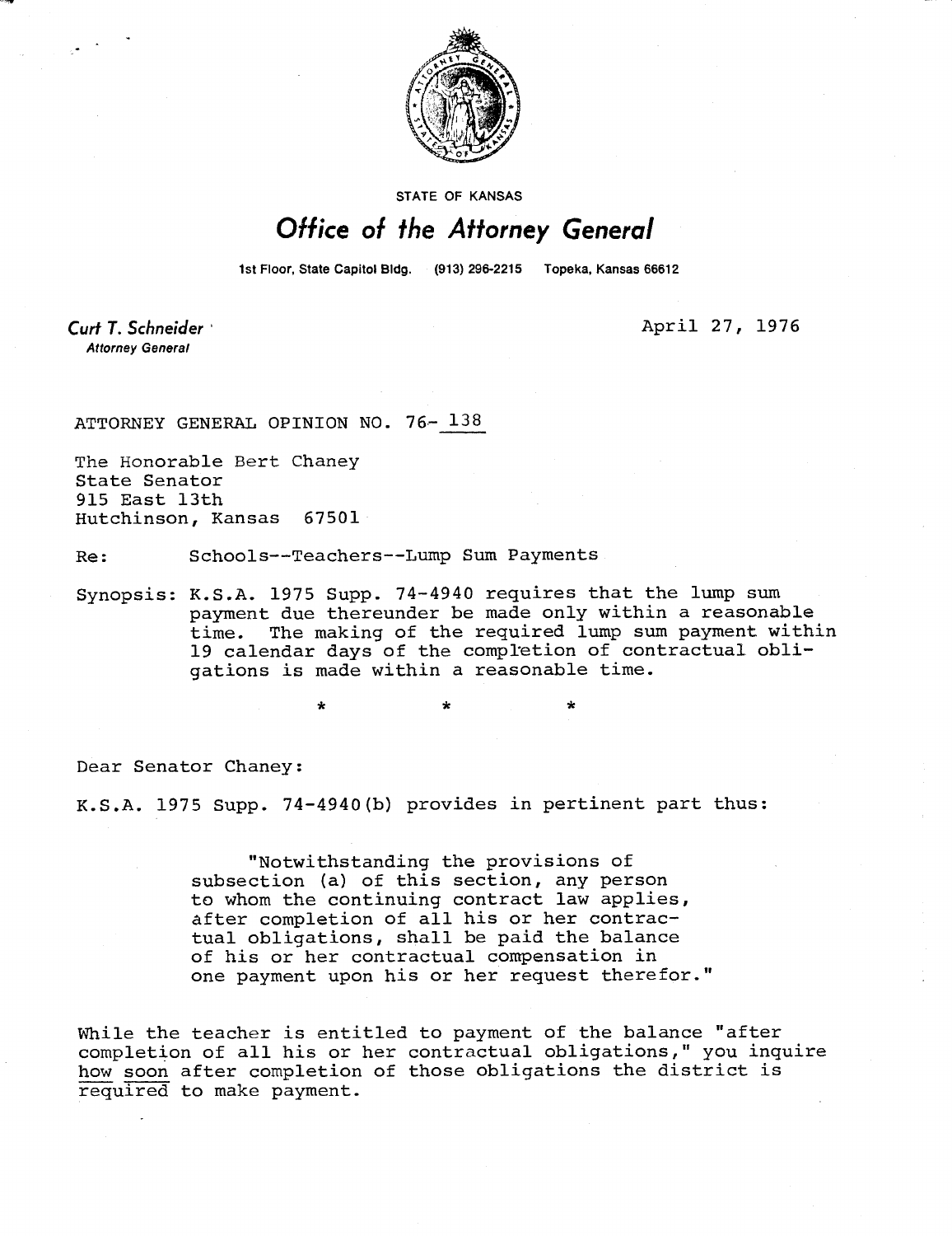STATE OF KANSAS

# Office of the Attorney General

1st Floor, State Capitol Bldg. (913) 296-2215 Topeka, Kansas 66612

**Curt T. Schneider**
*Attorney General*

April 27, 1976

ATTORNEY GENERAL OPINION NO. 76- 138

The Honorable Bert Chaney
State Senator
915 East 13th
Hutchinson, Kansas 67501

Re: Schools--Teachers--Lump Sum Payments

Synopsis: K.S.A. 1975 Supp. 74-4940 requires that the lump sum payment due thereunder be made only within a reasonable time. The making of the required lump sum payment within 19 calendar days of the completion of contractual obligations is made within a reasonable time.

\* \* \*

Dear Senator Chaney:

K.S.A. 1975 Supp. 74-4940(b) provides in pertinent part thus:

> "Notwithstanding the provisions of subsection (a) of this section, any person to whom the continuing contract law applies, after completion of all his or her contractual obligations, shall be paid the balance of his or her contractual compensation in one payment upon his or her request therefor."

While the teacher is entitled to payment of the balance "after completion of all his or her contractual obligations," you inquire <u>how soon</u> after completion of those obligations the district is <u>required</u> to make payment.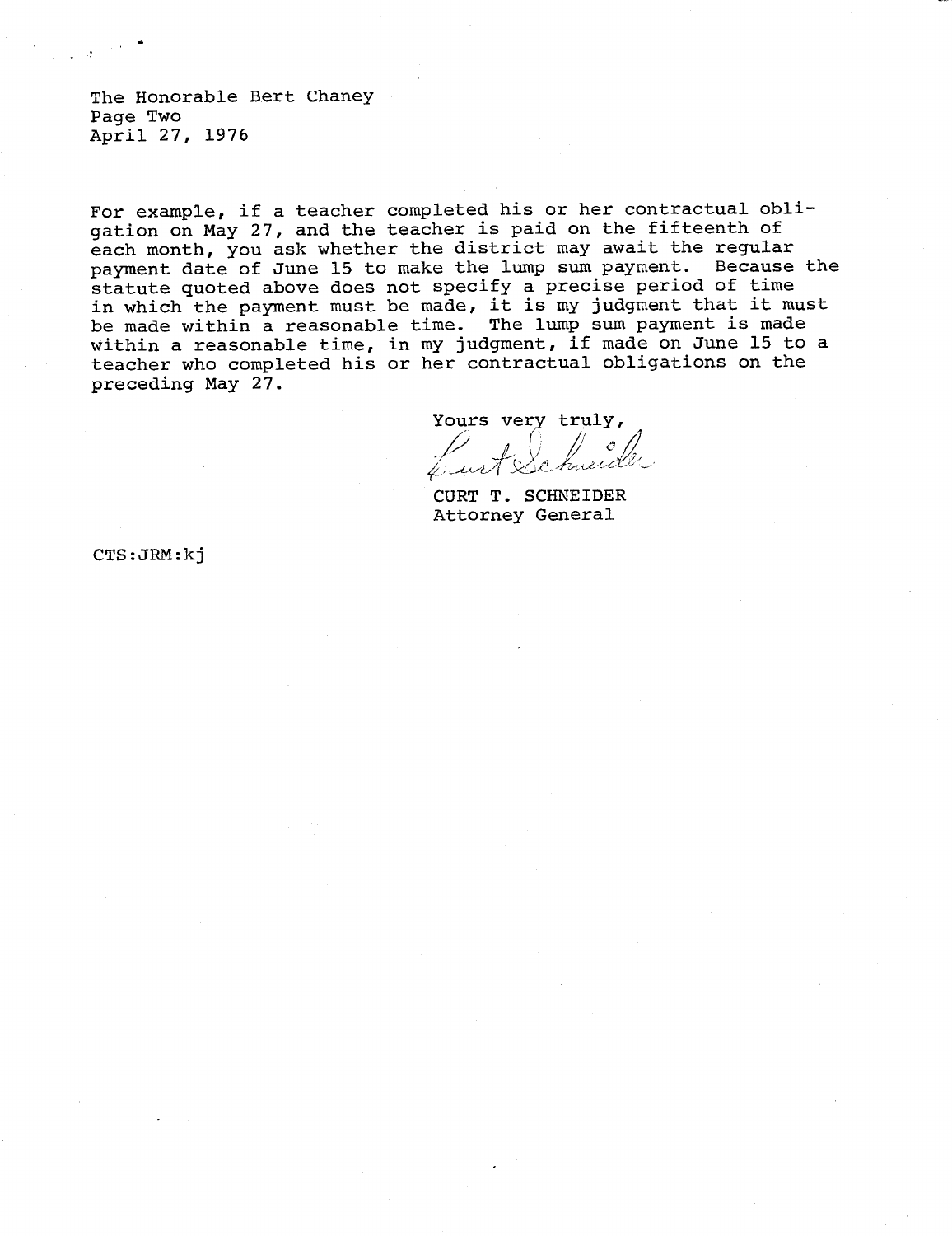The Honorable Bert Chaney
Page Two
April 27, 1976

For example, if a teacher completed his or her contractual obligation on May 27, and the teacher is paid on the fifteenth of each month, you ask whether the district may await the regular payment date of June 15 to make the lump sum payment. Because the statute quoted above does not specify a precise period of time in which the payment must be made, it is my judgment that it must be made within a reasonable time. The lump sum payment is made within a reasonable time, in my judgment, if made on June 15 to a teacher who completed his or her contractual obligations on the preceding May 27.

Yours very truly,

Curt Schneider

CURT T. SCHNEIDER
Attorney General

CTS:JRM:kj